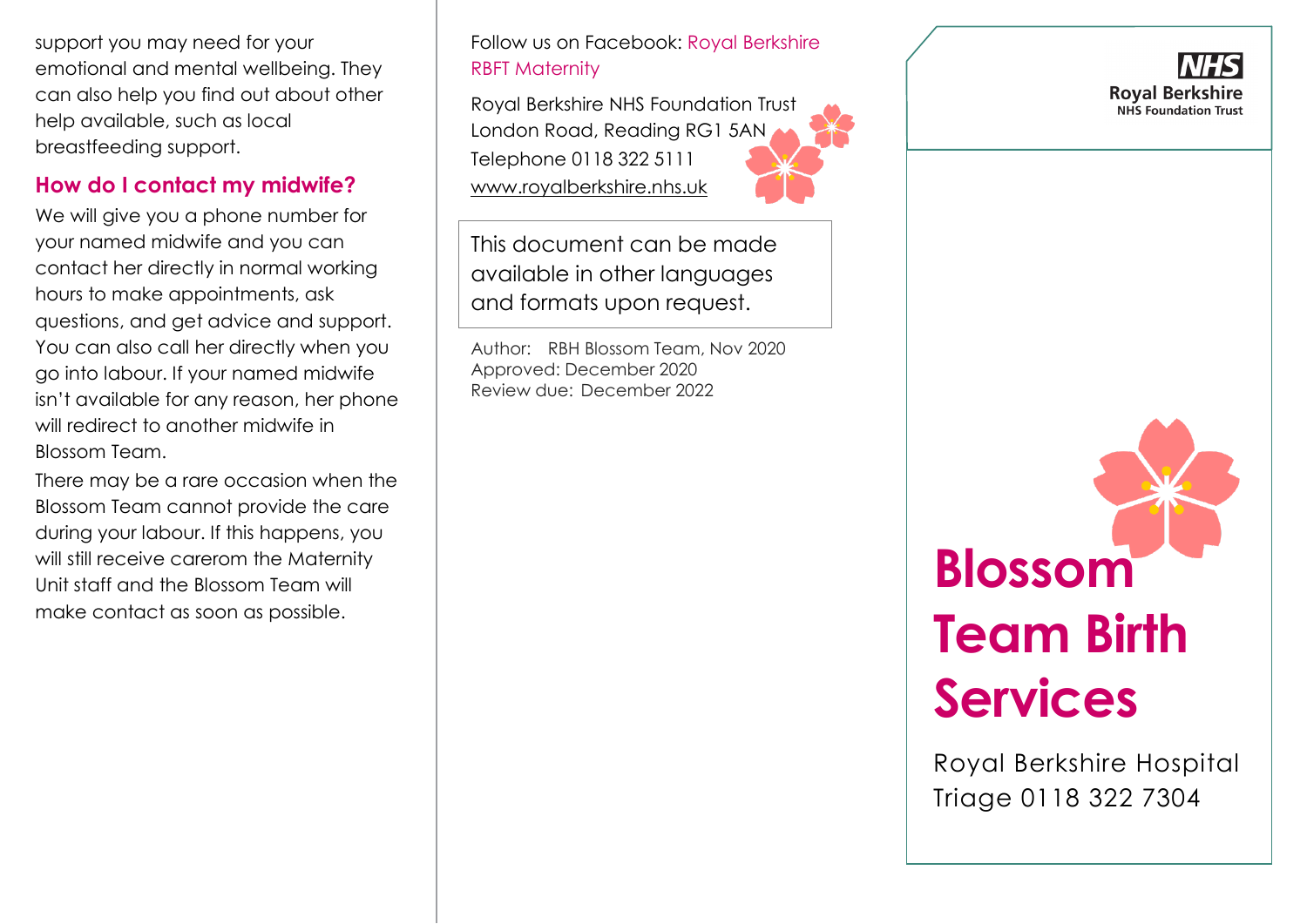support you may need for your emotional and mental wellbeing. They can also help you find out about other help available, such as local breastfeeding support.

## How do I contact my midwife?

We will give you a phone number for your named midwife and you can contact her directly in normal working hours to make appointments, ask questions, and get advice and support. You can also call her directly when you go into labour. If your named midwife isn't available for any reason, her phone will redirect to another midwife in Blossom Team.

There may be a rare occasion when the Blossom Team cannot provide the care during your labour. If this happens, you will still receive carerom the Maternity Unit staff and the Blossom Team will make contact as soon as possible.

Follow us on Facebook: Royal Berkshire RBFT Maternity

Royal Berkshire NHS Foundation Trust
London Road, Reading RG1 5AN
Telephone 0118 322 5111
www.royalberkshire.nhs.uk

This document can be made available in other languages and formats upon request.

Author: RBH Blossom Team, Nov 2020
Approved: December 2020
Review due: December 2022

NHS
Royal Berkshire
NHS Foundation Trust

# Blossom Team Birth Services

Royal Berkshire Hospital
Triage 0118 322 7304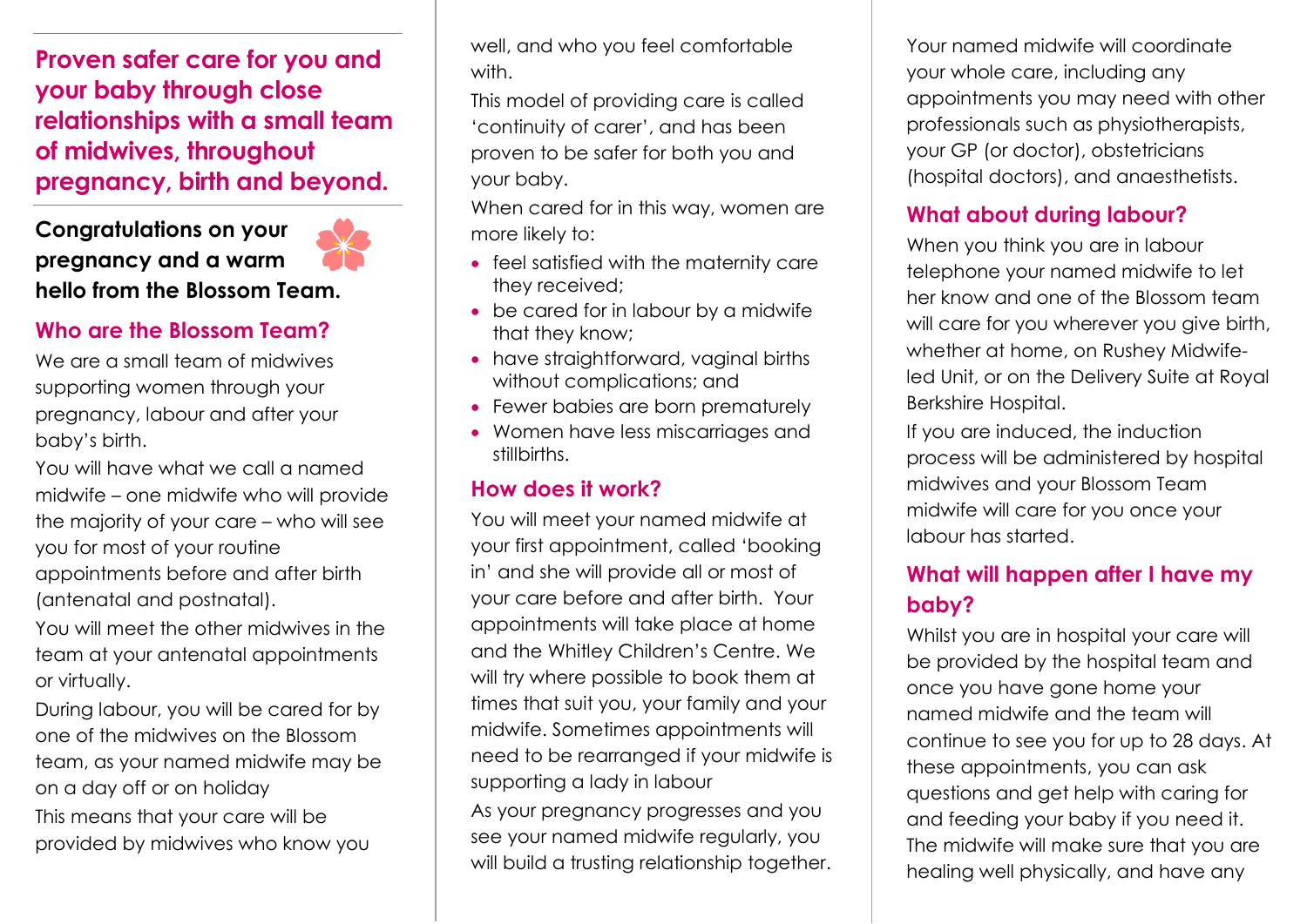## Proven safer care for you and your baby through close relationships with a small team of midwives, throughout pregnancy, birth and beyond.

**Congratulations on your pregnancy and a warm hello from the Blossom Team.**

### Who are the Blossom Team?

We are a small team of midwives supporting women through your pregnancy, labour and after your baby's birth.

You will have what we call a named midwife – one midwife who will provide the majority of your care – who will see you for most of your routine appointments before and after birth (antenatal and postnatal).

You will meet the other midwives in the team at your antenatal appointments or virtually.

During labour, you will be cared for by one of the midwives on the Blossom team, as your named midwife may be on a day off or on holiday

This means that your care will be provided by midwives who know you well, and who you feel comfortable with.

This model of providing care is called 'continuity of carer', and has been proven to be safer for both you and your baby.

When cared for in this way, women are more likely to:

- feel satisfied with the maternity care they received;
- be cared for in labour by a midwife that they know;
- have straightforward, vaginal births without complications; and
- Fewer babies are born prematurely
- Women have less miscarriages and stillbirths.

### How does it work?

You will meet your named midwife at your first appointment, called 'booking in' and she will provide all or most of your care before and after birth. Your appointments will take place at home and the Whitley Children's Centre. We will try where possible to book them at times that suit you, your family and your midwife. Sometimes appointments will need to be rearranged if your midwife is supporting a lady in labour

As your pregnancy progresses and you see your named midwife regularly, you will build a trusting relationship together.

Your named midwife will coordinate your whole care, including any appointments you may need with other professionals such as physiotherapists, your GP (or doctor), obstetricians (hospital doctors), and anaesthetists.

### What about during labour?

When you think you are in labour telephone your named midwife to let her know and one of the Blossom team will care for you wherever you give birth, whether at home, on Rushey Midwife-led Unit, or on the Delivery Suite at Royal Berkshire Hospital.

If you are induced, the induction process will be administered by hospital midwives and your Blossom Team midwife will care for you once your labour has started.

### What will happen after I have my baby?

Whilst you are in hospital your care will be provided by the hospital team and once you have gone home your named midwife and the team will continue to see you for up to 28 days. At these appointments, you can ask questions and get help with caring for and feeding your baby if you need it. The midwife will make sure that you are healing well physically, and have any